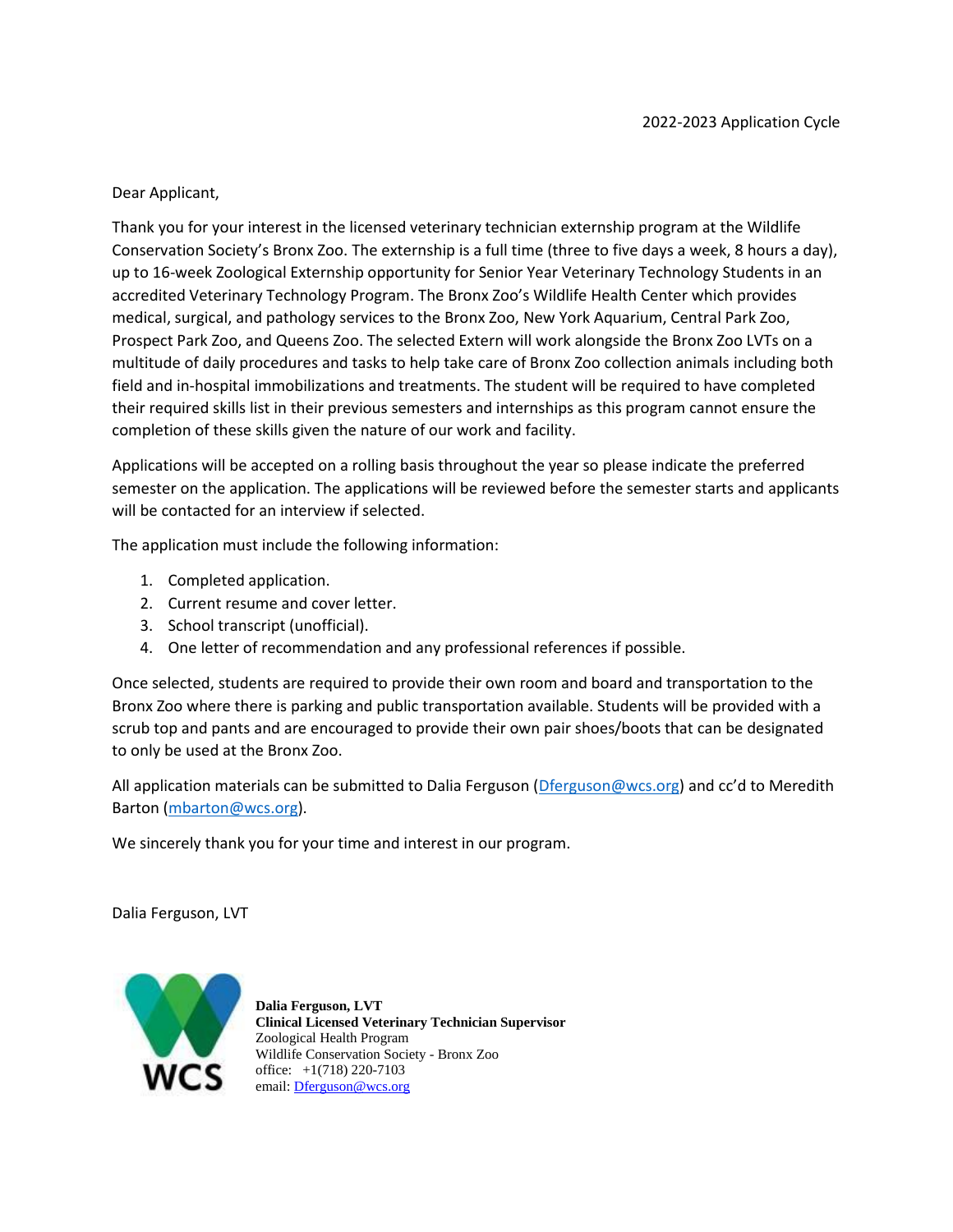2022-2023 Application Cycle

Dear Applicant,

Thank you for your interest in the licensed veterinary technician externship program at the Wildlife Conservation Society's Bronx Zoo. The externship is a full time (three to five days a week, 8 hours a day), up to 16-week Zoological Externship opportunity for Senior Year Veterinary Technology Students in an accredited Veterinary Technology Program. The Bronx Zoo's Wildlife Health Center which provides medical, surgical, and pathology services to the Bronx Zoo, New York Aquarium, Central Park Zoo, Prospect Park Zoo, and Queens Zoo. The selected Extern will work alongside the Bronx Zoo LVTs on a multitude of daily procedures and tasks to help take care of Bronx Zoo collection animals including both field and in-hospital immobilizations and treatments. The student will be required to have completed their required skills list in their previous semesters and internships as this program cannot ensure the completion of these skills given the nature of our work and facility.

Applications will be accepted on a rolling basis throughout the year so please indicate the preferred semester on the application. The applications will be reviewed before the semester starts and applicants will be contacted for an interview if selected.

The application must include the following information:

1. Completed application.
2. Current resume and cover letter.
3. School transcript (unofficial).
4. One letter of recommendation and any professional references if possible.

Once selected, students are required to provide their own room and board and transportation to the Bronx Zoo where there is parking and public transportation available. Students will be provided with a scrub top and pants and are encouraged to provide their own pair shoes/boots that can be designated to only be used at the Bronx Zoo.

All application materials can be submitted to Dalia Ferguson (Dferguson@wcs.org) and cc'd to Meredith Barton (mbarton@wcs.org).

We sincerely thank you for your time and interest in our program.

Dalia Ferguson, LVT

WCS

**Dalia Ferguson, LVT**
**Clinical Licensed Veterinary Technician Supervisor**
Zoological Health Program
Wildlife Conservation Society - Bronx Zoo
office: +1(718) 220-7103
email: Dferguson@wcs.org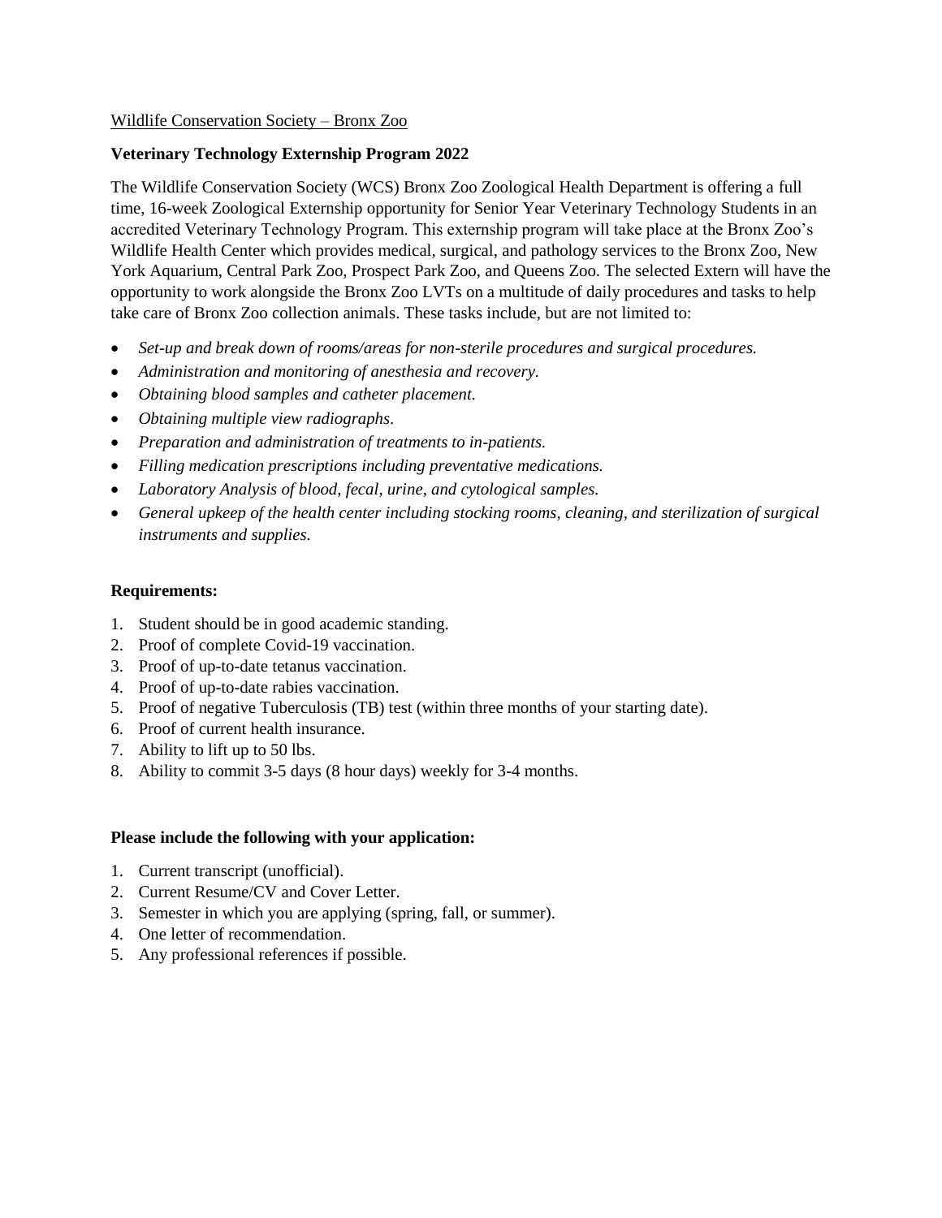Wildlife Conservation Society – Bronx Zoo

**Veterinary Technology Externship Program 2022**

The Wildlife Conservation Society (WCS) Bronx Zoo Zoological Health Department is offering a full time, 16-week Zoological Externship opportunity for Senior Year Veterinary Technology Students in an accredited Veterinary Technology Program. This externship program will take place at the Bronx Zoo's Wildlife Health Center which provides medical, surgical, and pathology services to the Bronx Zoo, New York Aquarium, Central Park Zoo, Prospect Park Zoo, and Queens Zoo. The selected Extern will have the opportunity to work alongside the Bronx Zoo LVTs on a multitude of daily procedures and tasks to help take care of Bronx Zoo collection animals. These tasks include, but are not limited to:

- *Set-up and break down of rooms/areas for non-sterile procedures and surgical procedures.*
- *Administration and monitoring of anesthesia and recovery.*
- *Obtaining blood samples and catheter placement.*
- *Obtaining multiple view radiographs.*
- *Preparation and administration of treatments to in-patients.*
- *Filling medication prescriptions including preventative medications.*
- *Laboratory Analysis of blood, fecal, urine, and cytological samples.*
- *General upkeep of the health center including stocking rooms, cleaning, and sterilization of surgical instruments and supplies.*

**Requirements:**

1. Student should be in good academic standing.
2. Proof of complete Covid-19 vaccination.
3. Proof of up-to-date tetanus vaccination.
4. Proof of up-to-date rabies vaccination.
5. Proof of negative Tuberculosis (TB) test (within three months of your starting date).
6. Proof of current health insurance.
7. Ability to lift up to 50 lbs.
8. Ability to commit 3-5 days (8 hour days) weekly for 3-4 months.

**Please include the following with your application:**

1. Current transcript (unofficial).
2. Current Resume/CV and Cover Letter.
3. Semester in which you are applying (spring, fall, or summer).
4. One letter of recommendation.
5. Any professional references if possible.